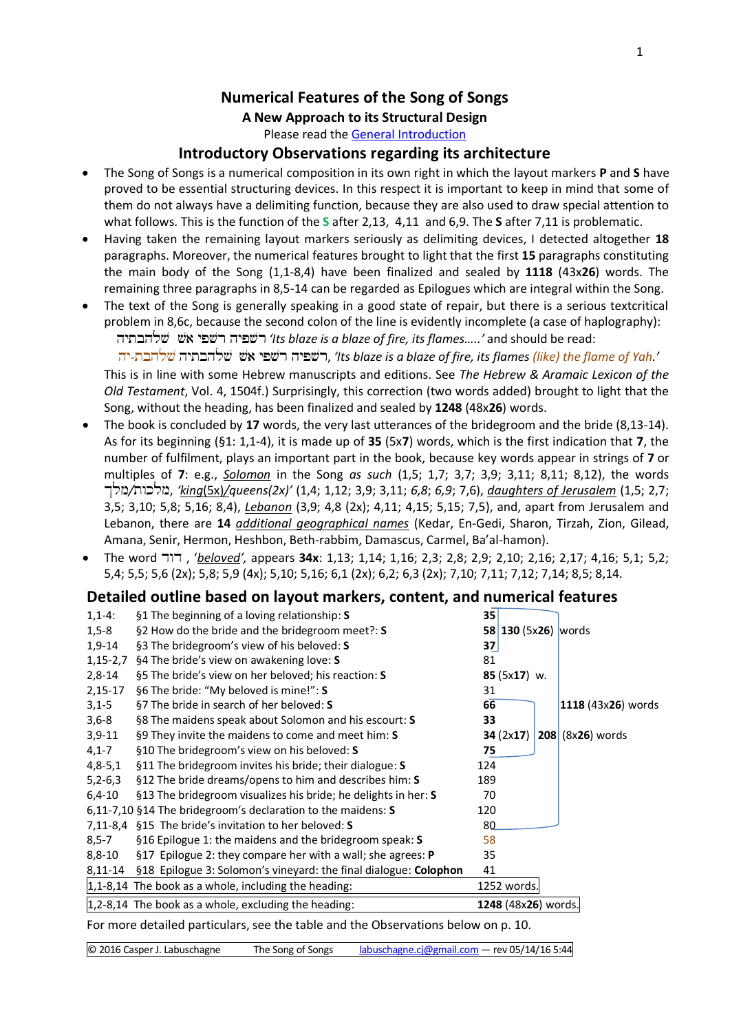# Numerical Features of the Song of Songs

### A New Approach to its Structural Design

Please read the General Introduction

## Introductory Observations regarding its architecture

- The Song of Songs is a numerical composition in its own right in which the layout markers **P** and **S** have proved to be essential structuring devices. In this respect it is important to keep in mind that some of them do not always have a delimiting function, because they are also used to draw special attention to what follows. This is the function of the **S** after 2,13, 4,11 and 6,9. The **S** after 7,11 is problematic.
- Having taken the remaining layout markers seriously as delimiting devices, I detected altogether **18** paragraphs. Moreover, the numerical features brought to light that the first **15** paragraphs constituting the main body of the Song (1,1-8,4) have been finalized and sealed by **1118** (43x**26**) words. The remaining three paragraphs in 8,5-14 can be regarded as Epilogues which are integral within the Song.
- The text of the Song is generally speaking in a good state of repair, but there is a serious textcritical problem in 8,6c, because the second colon of the line is evidently incomplete (a case of haplography): רשפיה רשפי אשׁ שלהבתיה *'Its blaze is a blaze of fire, its flames…..'* and should be read: רשפיה רשפי אשׁ שלהבתיה שלהבת-יה, *'Its blaze is a blaze of fire, its flames (like) the flame of Yah.'* This is in line with some Hebrew manuscripts and editions. See *The Hebrew & Aramaic Lexicon of the Old Testament*, Vol. 4, 1504f.) Surprisingly, this correction (two words added) brought to light that the Song, without the heading, has been finalized and sealed by **1248** (48x**26**) words.
- The book is concluded by **17** words, the very last utterances of the bridegroom and the bride (8,13-14). As for its beginning (§1: 1,1-4), it is made up of **35** (5x**7**) words, which is the first indication that **7**, the number of fulfilment, plays an important part in the book, because key words appear in strings of **7** or multiples of **7**: e.g., *Solomon* in the Song *as such* (1,5; 1,7; 3,7; 3,9; 3,11; 8,11; 8,12), the words מלכות/מלך, *'king(5x)/queens(2x)'* (1,4; 1,12; 3,9; 3,11; *6,8*; *6,9*; 7,6), *daughters of Jerusalem* (1,5; 2,7; 3,5; 3,10; 5,8; 5,16; 8,4), *Lebanon* (3,9; 4,8 (2x); 4,11; 4,15; 5,15; 7,5), and, apart from Jerusalem and Lebanon, there are **14** *additional geographical names* (Kedar, En-Gedi, Sharon, Tirzah, Zion, Gilead, Amana, Senir, Hermon, Heshbon, Beth-rabbim, Damascus, Carmel, Ba'al-hamon).
- The word דוד , *'beloved',* appears **34x**: 1,13; 1,14; 1,16; 2,3; 2,8; 2,9; 2,10; 2,16; 2,17; 4,16; 5,1; 5,2; 5,4; 5,5; 5,6 (2x); 5,8; 5,9 (4x); 5,10; 5,16; 6,1 (2x); 6,2; 6,3 (2x); 7,10; 7,11; 7,12; 7,14; 8,5; 8,14.

## Detailed outline based on layout markers, content, and numerical features

| Verses | Paragraph | Words | | |
|---|---|---|---|---|
| 1,1-4: | §1 The beginning of a loving relationship: **S** | **35** | | |
| 1,5-8 | §2 How do the bride and the bridegroom meet?: **S** | **58** | **130** (5x**26**) words | |
| 1,9-14 | §3 The bridegroom's view of his beloved: **S** | **37** | | |
| 1,15-2,7 | §4 The bride's view on awakening love: **S** | 81 | | |
| 2,8-14 | §5 The bride's view on her beloved; his reaction: **S** | **85** (5x**17**) w. | | |
| 2,15-17 | §6 The bride: "My beloved is mine!": **S** | 31 | | |
| 3,1-5 | §7 The bride in search of her beloved: **S** | **66** | | **1118** (43x**26**) words |
| 3,6-8 | §8 The maidens speak about Solomon and his escourt: **S** | **33** | | |
| 3,9-11 | §9 They invite the maidens to come and meet him: **S** | **34** (2x**17**) | **208** (8x**26**) words | |
| 4,1-7 | §10 The bridegroom's view on his beloved: **S** | **75** | | |
| 4,8-5,1 | §11 The bridegroom invites his bride; their dialogue: **S** | 124 | | |
| 5,2-6,3 | §12 The bride dreams/opens to him and describes him: **S** | 189 | | |
| 6,4-10 | §13 The bridegroom visualizes his bride; he delights in her: **S** | 70 | | |
| 6,11-7,10 | §14 The bridegroom's declaration to the maidens: **S** | 120 | | |
| 7,11-8,4 | §15 The bride's invitation to her beloved: **S** | 80 | | |
| 8,5-7 | §16 Epilogue 1: the maidens and the bridegroom speak: **S** | 58 | | |
| 8,8-10 | §17 Epilogue 2: they compare her with a wall; she agrees: **P** | 35 | | |
| 8,11-14 | §18 Epilogue 3: Solomon's vineyard: the final dialogue: **Colophon** | 41 | | |
| 1,1-8,14 | The book as a whole, including the heading: | 1252 words. | | |
| 1,2-8,14 | The book as a whole, excluding the heading: | **1248** (48x**26**) words. | | |

For more detailed particulars, see the table and the Observations below on p. 10.

© 2016 Casper J. Labuschagne The Song of Songs labuschagne.cj@gmail.com — rev 05/14/16 5:44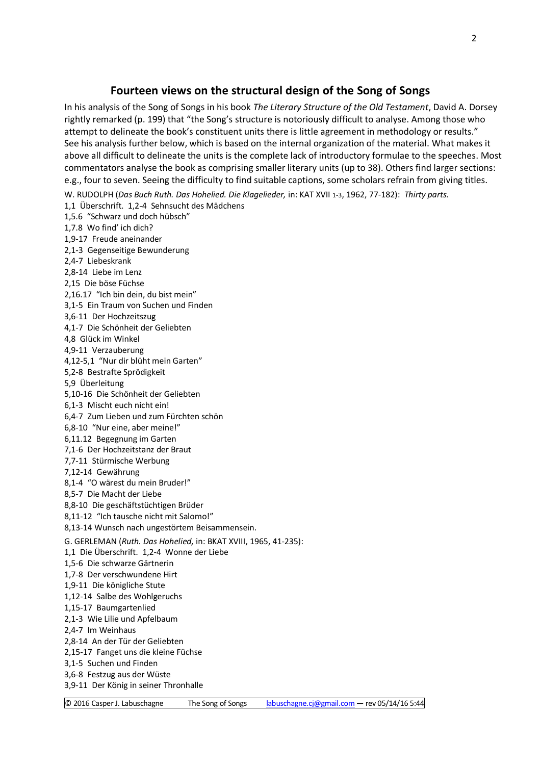## Fourteen views on the structural design of the Song of Songs

In his analysis of the Song of Songs in his book *The Literary Structure of the Old Testament*, David A. Dorsey rightly remarked (p. 199) that "the Song's structure is notoriously difficult to analyse. Among those who attempt to delineate the book's constituent units there is little agreement in methodology or results." See his analysis further below, which is based on the internal organization of the material. What makes it above all difficult to delineate the units is the complete lack of introductory formulae to the speeches. Most commentators analyse the book as comprising smaller literary units (up to 38). Others find larger sections: e.g., four to seven. Seeing the difficulty to find suitable captions, some scholars refrain from giving titles.

W. RUDOLPH (*Das Buch Ruth. Das Hohelied. Die Klagelieder,* in: KAT XVII 1-3, 1962, 77-182): *Thirty parts.*

1,1 Überschrift. 1,2-4 Sehnsucht des Mädchens
1,5.6 "Schwarz und doch hübsch"
1,7.8 Wo find' ich dich?
1,9-17 Freude aneinander
2,1-3 Gegenseitige Bewunderung
2,4-7 Liebeskrank
2,8-14 Liebe im Lenz
2,15 Die böse Füchse
2,16.17 "Ich bin dein, du bist mein"
3,1-5 Ein Traum von Suchen und Finden
3,6-11 Der Hochzeitszug
4,1-7 Die Schönheit der Geliebten
4,8 Glück im Winkel
4,9-11 Verzauberung
4,12-5,1 "Nur dir blüht mein Garten"
5,2-8 Bestrafte Sprödigkeit
5,9 Überleitung
5,10-16 Die Schönheit der Geliebten
6,1-3 Mischt euch nicht ein!
6,4-7 Zum Lieben und zum Fürchten schön
6,8-10 "Nur eine, aber meine!"
6,11.12 Begegnung im Garten
7,1-6 Der Hochzeitstanz der Braut
7,7-11 Stürmische Werbung
7,12-14 Gewährung
8,1-4 "O wärest du mein Bruder!"
8,5-7 Die Macht der Liebe
8,8-10 Die geschäftstüchtigen Brüder
8,11-12 "Ich tausche nicht mit Salomo!"
8,13-14 Wunsch nach ungestörtem Beisammensein.

G. GERLEMAN (*Ruth. Das Hohelied,* in: BKAT XVIII, 1965, 41-235):

1,1 Die Überschrift. 1,2-4 Wonne der Liebe
1,5-6 Die schwarze Gärtnerin
1,7-8 Der verschwundene Hirt
1,9-11 Die königliche Stute
1,12-14 Salbe des Wohlgeruchs
1,15-17 Baumgartenlied
2,1-3 Wie Lilie und Apfelbaum
2,4-7 Im Weinhaus
2,8-14 An der Tür der Geliebten
2,15-17 Fanget uns die kleine Füchse
3,1-5 Suchen und Finden
3,6-8 Festzug aus der Wüste
3,9-11 Der König in seiner Thronhalle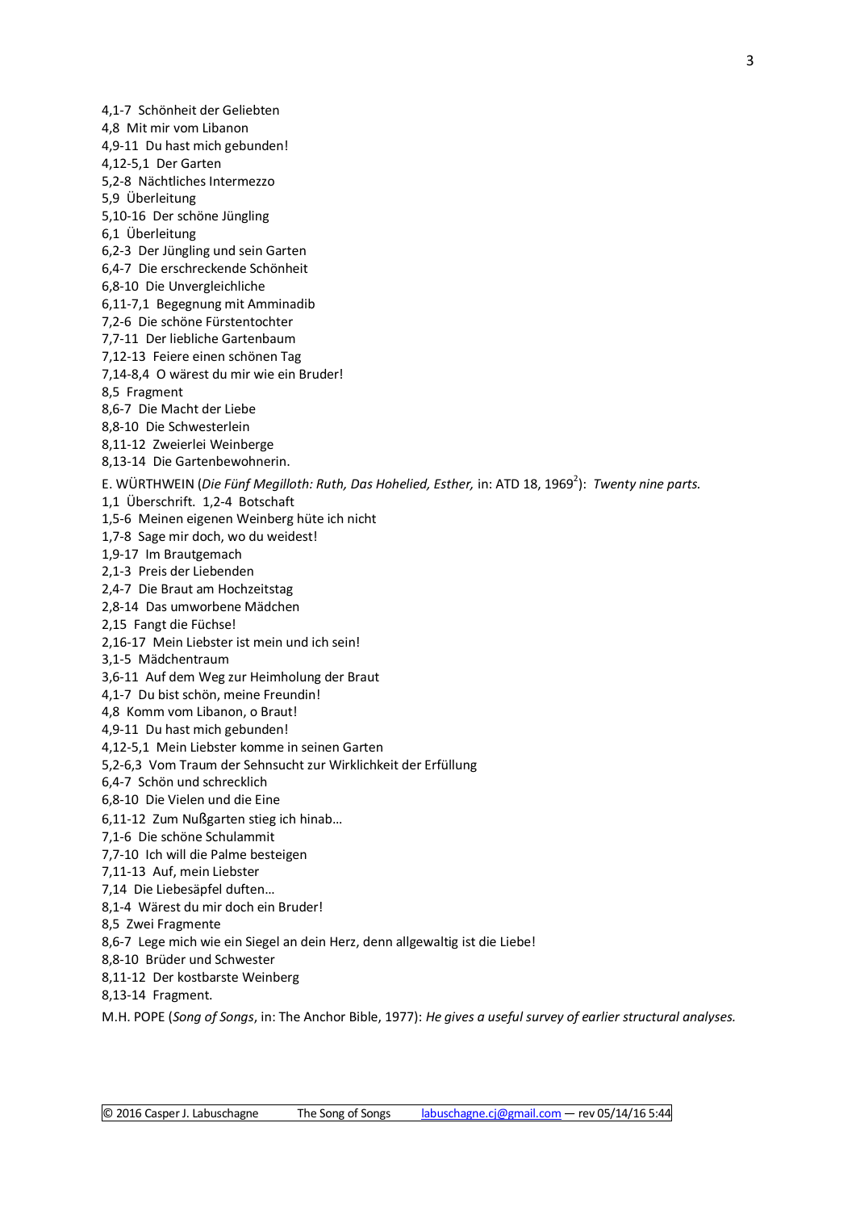4,1-7  Schönheit der Geliebten
4,8  Mit mir vom Libanon
4,9-11  Du hast mich gebunden!
4,12-5,1  Der Garten
5,2-8  Nächtliches Intermezzo
5,9  Überleitung
5,10-16  Der schöne Jüngling
6,1  Überleitung
6,2-3  Der Jüngling und sein Garten
6,4-7  Die erschreckende Schönheit
6,8-10  Die Unvergleichliche
6,11-7,1  Begegnung mit Amminadib
7,2-6  Die schöne Fürstentochter
7,7-11  Der liebliche Gartenbaum
7,12-13  Feiere einen schönen Tag
7,14-8,4  O wärest du mir wie ein Bruder!
8,5  Fragment
8,6-7  Die Macht der Liebe
8,8-10  Die Schwesterlein
8,11-12  Zweierlei Weinberge
8,13-14  Die Gartenbewohnerin.

E. WÜRTHWEIN (*Die Fünf Megilloth: Ruth, Das Hohelied, Esther,* in: ATD 18, 1969[2]): *Twenty nine parts.*

1,1  Überschrift.  1,2-4  Botschaft
1,5-6  Meinen eigenen Weinberg hüte ich nicht
1,7-8  Sage mir doch, wo du weidest!
1,9-17  Im Brautgemach
2,1-3  Preis der Liebenden
2,4-7  Die Braut am Hochzeitstag
2,8-14  Das umworbene Mädchen
2,15  Fangt die Füchse!
2,16-17  Mein Liebster ist mein und ich sein!
3,1-5  Mädchentraum
3,6-11  Auf dem Weg zur Heimholung der Braut
4,1-7  Du bist schön, meine Freundin!
4,8  Komm vom Libanon, o Braut!
4,9-11  Du hast mich gebunden!
4,12-5,1  Mein Liebster komme in seinen Garten
5,2-6,3  Vom Traum der Sehnsucht zur Wirklichkeit der Erfüllung
6,4-7  Schön und schrecklich
6,8-10  Die Vielen und die Eine
6,11-12  Zum Nußgarten stieg ich hinab…
7,1-6  Die schöne Schulammit
7,7-10  Ich will die Palme besteigen
7,11-13  Auf, mein Liebster
7,14  Die Liebesäpfel duften…
8,1-4  Wärest du mir doch ein Bruder!
8,5  Zwei Fragmente
8,6-7  Lege mich wie ein Siegel an dein Herz, denn allgewaltig ist die Liebe!
8,8-10  Brüder und Schwester
8,11-12  Der kostbarste Weinberg
8,13-14  Fragment.

M.H. POPE (*Song of Songs*, in: The Anchor Bible, 1977): *He gives a useful survey of earlier structural analyses.*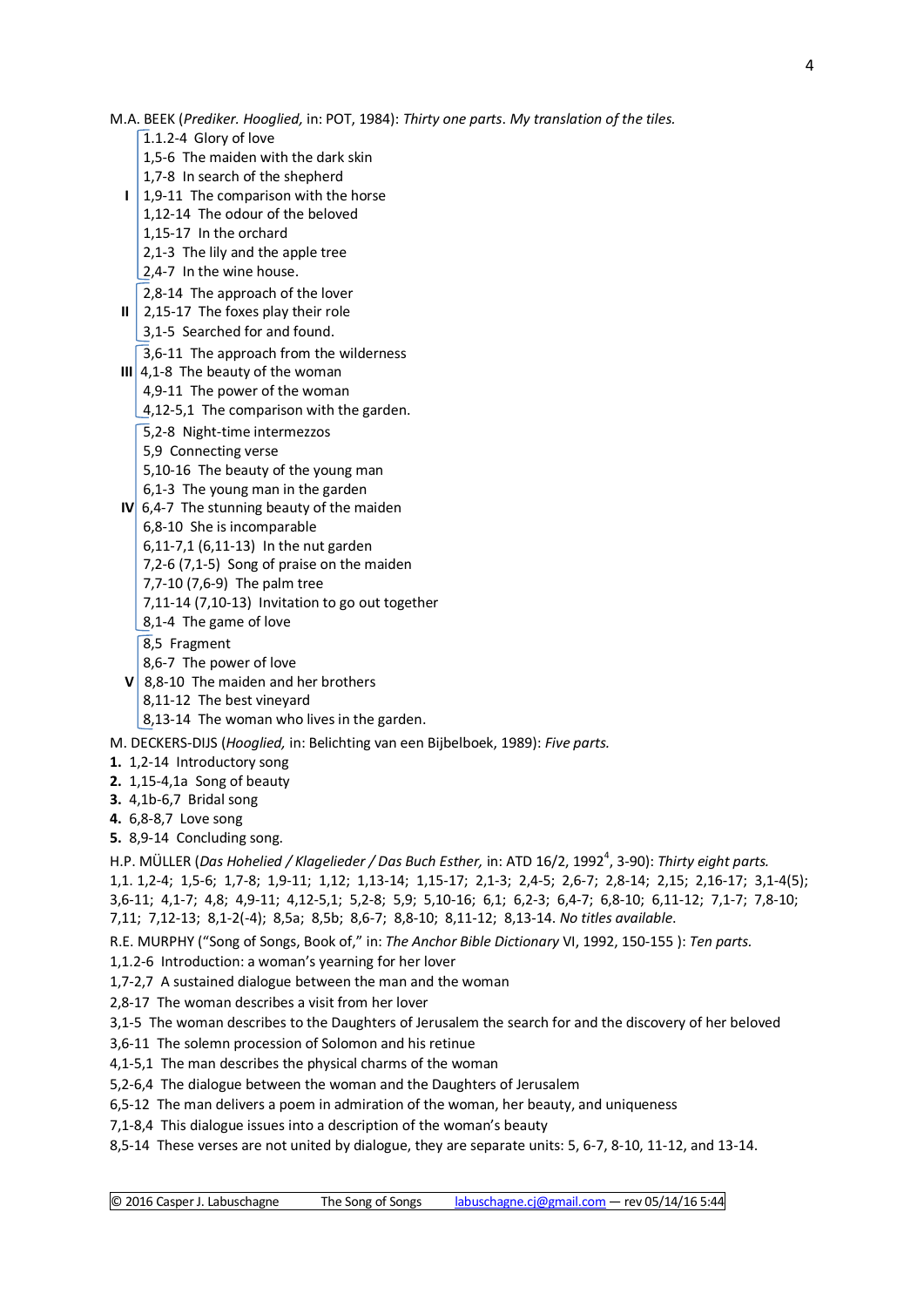M.A. BEEK (*Prediker. Hooglied,* in: POT, 1984): *Thirty one parts*. *My translation of the tiles.*

**I**
- 1.1.2-4 Glory of love
- 1,5-6 The maiden with the dark skin
- 1,7-8 In search of the shepherd
- 1,9-11 The comparison with the horse
- 1,12-14 The odour of the beloved
- 1,15-17 In the orchard
- 2,1-3 The lily and the apple tree
- 2,4-7 In the wine house.

**II**
- 2,8-14 The approach of the lover
- 2,15-17 The foxes play their role
- 3,1-5 Searched for and found.

**III**
- 3,6-11 The approach from the wilderness
- 4,1-8 The beauty of the woman
- 4,9-11 The power of the woman
- 4,12-5,1 The comparison with the garden.

**IV**
- 5,2-8 Night-time intermezzos
- 5,9 Connecting verse
- 5,10-16 The beauty of the young man
- 6,1-3 The young man in the garden
- 6,4-7 The stunning beauty of the maiden
- 6,8-10 She is incomparable
- 6,11-7,1 (6,11-13) In the nut garden
- 7,2-6 (7,1-5) Song of praise on the maiden
- 7,7-10 (7,6-9) The palm tree
- 7,11-14 (7,10-13) Invitation to go out together
- 8,1-4 The game of love

**V**
- 8,5 Fragment
- 8,6-7 The power of love
- 8,8-10 The maiden and her brothers
- 8,11-12 The best vineyard
- 8,13-14 The woman who lives in the garden.

M. DECKERS-DIJS (*Hooglied,* in: Belichting van een Bijbelboek, 1989): *Five parts.*

**1.** 1,2-14 Introductory song
**2.** 1,15-4,1a Song of beauty
**3.** 4,1b-6,7 Bridal song
**4.** 6,8-8,7 Love song
**5.** 8,9-14 Concluding song.

H.P. MÜLLER (*Das Hohelied / Klagelieder / Das Buch Esther,* in: ATD 16/2, 1992[4], 3-90): *Thirty eight parts.*
1,1. 1,2-4; 1,5-6; 1,7-8; 1,9-11; 1,12; 1,13-14; 1,15-17; 2,1-3; 2,4-5; 2,6-7; 2,8-14; 2,15; 2,16-17; 3,1-4(5); 3,6-11; 4,1-7; 4,8; 4,9-11; 4,12-5,1; 5,2-8; 5,9; 5,10-16; 6,1; 6,2-3; 6,4-7; 6,8-10; 6,11-12; 7,1-7; 7,8-10; 7,11; 7,12-13; 8,1-2(-4); 8,5a; 8,5b; 8,6-7; 8,8-10; 8,11-12; 8,13-14. *No titles available*.

R.E. MURPHY ("Song of Songs, Book of," in: *The Anchor Bible Dictionary* VI, 1992, 150-155 ): *Ten parts.*

1,1,2-6 Introduction: a woman's yearning for her lover
1,7-2,7 A sustained dialogue between the man and the woman
2,8-17 The woman describes a visit from her lover
3,1-5 The woman describes to the Daughters of Jerusalem the search for and the discovery of her beloved
3,6-11 The solemn procession of Solomon and his retinue
4,1-5,1 The man describes the physical charms of the woman
5,2-6,4 The dialogue between the woman and the Daughters of Jerusalem
6,5-12 The man delivers a poem in admiration of the woman, her beauty, and uniqueness
7,1-8,4 This dialogue issues into a description of the woman's beauty
8,5-14 These verses are not united by dialogue, they are separate units: 5, 6-7, 8-10, 11-12, and 13-14.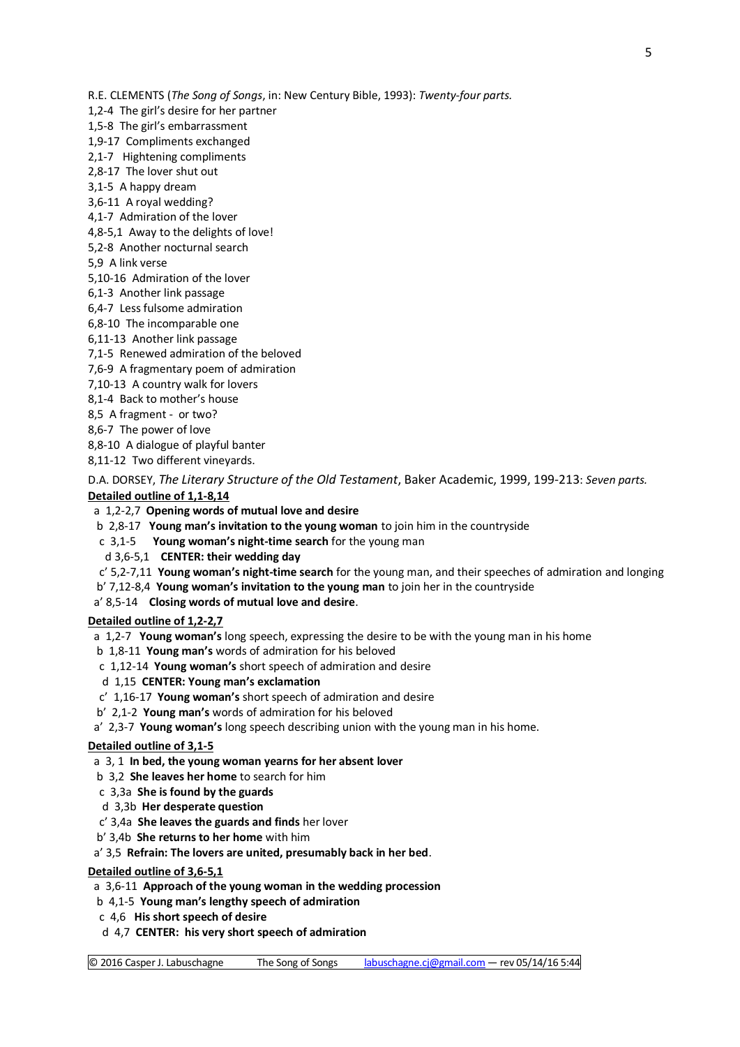R.E. CLEMENTS (*The Song of Songs*, in: New Century Bible, 1993): *Twenty-four parts.*

1,2-4 The girl's desire for her partner
1,5-8 The girl's embarrassment
1,9-17 Compliments exchanged
2,1-7 Hightening compliments
2,8-17 The lover shut out
3,1-5 A happy dream
3,6-11 A royal wedding?
4,1-7 Admiration of the lover
4,8-5,1 Away to the delights of love!
5,2-8 Another nocturnal search
5,9 A link verse
5,10-16 Admiration of the lover
6,1-3 Another link passage
6,4-7 Less fulsome admiration
6,8-10 The incomparable one
6,11-13 Another link passage
7,1-5 Renewed admiration of the beloved
7,6-9 A fragmentary poem of admiration
7,10-13 A country walk for lovers
8,1-4 Back to mother's house
8,5 A fragment - or two?
8,6-7 The power of love
8,8-10 A dialogue of playful banter
8,11-12 Two different vineyards.

D.A. DORSEY, *The Literary Structure of the Old Testament*, Baker Academic, 1999, 199-213: *Seven parts.*

**Detailed outline of 1,1-8,14**

a 1,2-2,7 **Opening words of mutual love and desire**
 b 2,8-17 **Young man's invitation to the young woman** to join him in the countryside
  c 3,1-5 **Young woman's night-time search** for the young man
   d 3,6-5,1 **CENTER: their wedding day**
  c' 5,2-7,11 **Young woman's night-time search** for the young man, and their speeches of admiration and longing
 b' 7,12-8,4 **Young woman's invitation to the young man** to join her in the countryside
a' 8,5-14 **Closing words of mutual love and desire**.

**Detailed outline of 1,2-2,7**

a 1,2-7 **Young woman's** long speech, expressing the desire to be with the young man in his home
 b 1,8-11 **Young man's** words of admiration for his beloved
  c 1,12-14 **Young woman's** short speech of admiration and desire
   d 1,15 **CENTER: Young man's exclamation**
  c' 1,16-17 **Young woman's** short speech of admiration and desire
 b' 2,1-2 **Young man's** words of admiration for his beloved
a' 2,3-7 **Young woman's** long speech describing union with the young man in his home.

**Detailed outline of 3,1-5**

a 3, 1 **In bed, the young woman yearns for her absent lover**
 b 3,2 **She leaves her home** to search for him
  c 3,3a **She is found by the guards**
   d 3,3b **Her desperate question**
  c' 3,4a **She leaves the guards and finds** her lover
 b' 3,4b **She returns to her home** with him
a' 3,5 **Refrain: The lovers are united, presumably back in her bed**.

**Detailed outline of 3,6-5,1**

a 3,6-11 **Approach of the young woman in the wedding procession**
 b 4,1-5 **Young man's lengthy speech of admiration**
  c 4,6 **His short speech of desire**
   d 4,7 **CENTER: his very short speech of admiration**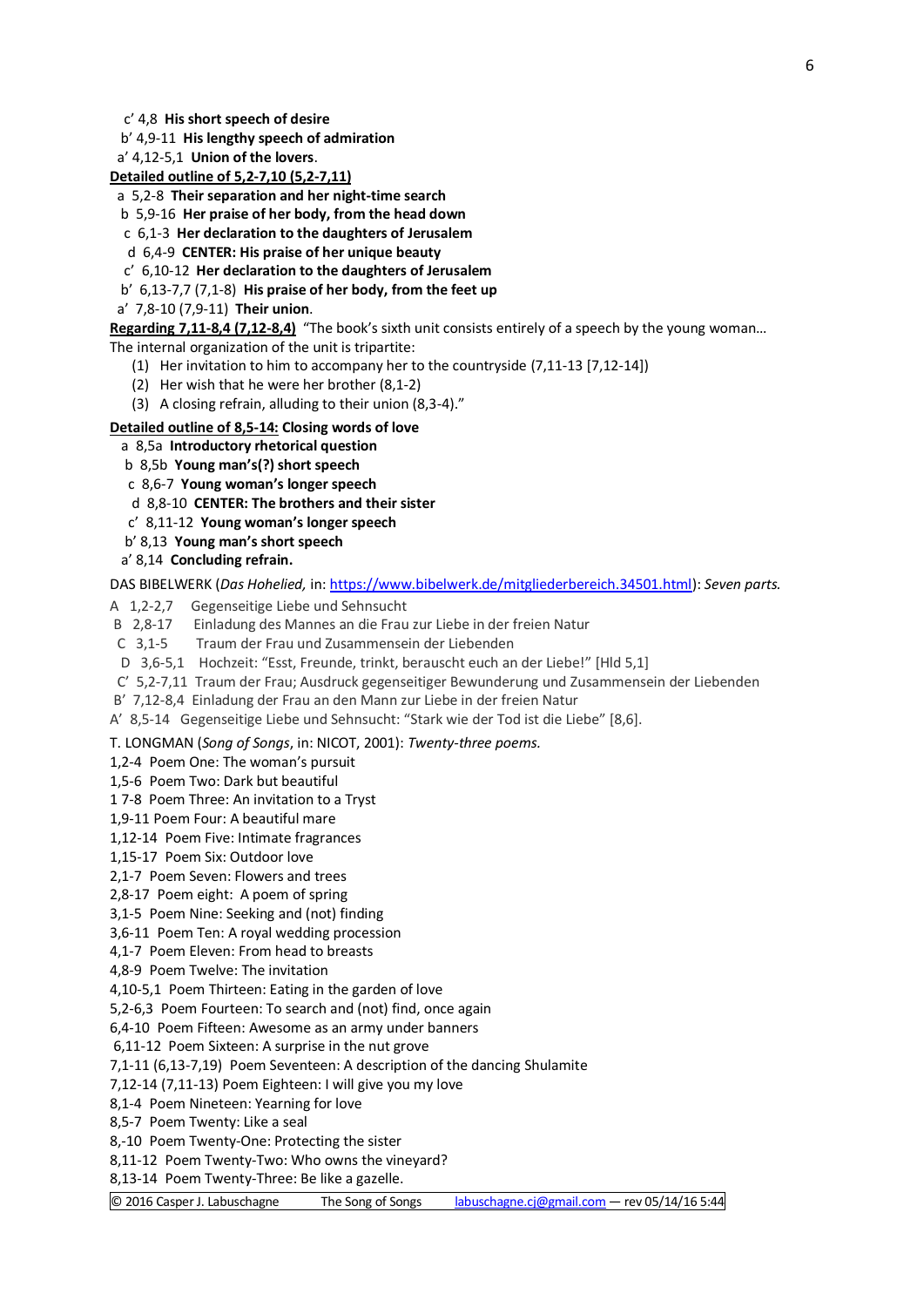c′ 4,8 **His short speech of desire**

b′ 4,9-11 **His lengthy speech of admiration**

a′ 4,12-5,1 **Union of the lovers**.

**Detailed outline of 5,2-7,10 (5,2-7,11)**

a 5,2-8 **Their separation and her night-time search**

b 5,9-16 **Her praise of her body, from the head down**

c 6,1-3 **Her declaration to the daughters of Jerusalem**

d 6,4-9 **CENTER: His praise of her unique beauty**

c′ 6,10-12 **Her declaration to the daughters of Jerusalem**

b′ 6,13-7,7 (7,1-8) **His praise of her body, from the feet up**

a′ 7,8-10 (7,9-11) **Their union**.

**Regarding 7,11-8,4 (7,12-8,4)** "The book's sixth unit consists entirely of a speech by the young woman… The internal organization of the unit is tripartite:

(1) Her invitation to him to accompany her to the countryside (7,11-13 [7,12-14])
(2) Her wish that he were her brother (8,1-2)
(3) A closing refrain, alluding to their union (8,3-4)."

**Detailed outline of 8,5-14: Closing words of love**

a 8,5a **Introductory rhetorical question**

b 8,5b **Young man's(?) short speech**

c 8,6-7 **Young woman's longer speech**

d 8,8-10 **CENTER: The brothers and their sister**

c′ 8,11-12 **Young woman's longer speech**

b′ 8,13 **Young man's short speech**

a′ 8,14 **Concluding refrain.**

DAS BIBELWERK (*Das Hohelied,* in: https://www.bibelwerk.de/mitgliederbereich.34501.html): *Seven parts.*

A 1,2-2,7 Gegenseitige Liebe und Sehnsucht

B 2,8-17 Einladung des Mannes an die Frau zur Liebe in der freien Natur

C 3,1-5 Traum der Frau und Zusammensein der Liebenden

D 3,6-5,1 Hochzeit: "Esst, Freunde, trinkt, berauscht euch an der Liebe!" [Hld 5,1]

C′ 5,2-7,11 Traum der Frau; Ausdruck gegenseitiger Bewunderung und Zusammensein der Liebenden

B′ 7,12-8,4 Einladung der Frau an den Mann zur Liebe in der freien Natur

A′ 8,5-14 Gegenseitige Liebe und Sehnsucht: "Stark wie der Tod ist die Liebe" [8,6].

T. LONGMAN (*Song of Songs*, in: NICOT, 2001): *Twenty-three poems.*

1,2-4 Poem One: The woman's pursuit

1,5-6 Poem Two: Dark but beautiful

1 7-8 Poem Three: An invitation to a Tryst

1,9-11 Poem Four: A beautiful mare

1,12-14 Poem Five: Intimate fragrances

1,15-17 Poem Six: Outdoor love

2,1-7 Poem Seven: Flowers and trees

2,8-17 Poem eight: A poem of spring

3,1-5 Poem Nine: Seeking and (not) finding

3,6-11 Poem Ten: A royal wedding procession

4,1-7 Poem Eleven: From head to breasts

4,8-9 Poem Twelve: The invitation

4,10-5,1 Poem Thirteen: Eating in the garden of love

5,2-6,3 Poem Fourteen: To search and (not) find, once again

6,4-10 Poem Fifteen: Awesome as an army under banners

6,11-12 Poem Sixteen: A surprise in the nut grove

7,1-11 (6,13-7,19) Poem Seventeen: A description of the dancing Shulamite

7,12-14 (7,11-13) Poem Eighteen: I will give you my love

8,1-4 Poem Nineteen: Yearning for love

8,5-7 Poem Twenty: Like a seal

8,-10 Poem Twenty-One: Protecting the sister

8,11-12 Poem Twenty-Two: Who owns the vineyard?

8,13-14 Poem Twenty-Three: Be like a gazelle.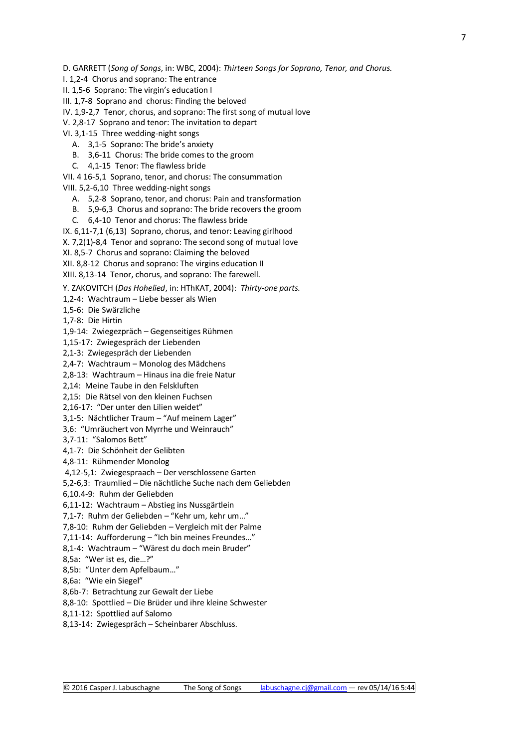D. GARRETT (*Song of Songs*, in: WBC, 2004): *Thirteen Songs for Soprano, Tenor, and Chorus.*

I. 1,2-4 Chorus and soprano: The entrance
II. 1,5-6 Soprano: The virgin's education I
III. 1,7-8 Soprano and chorus: Finding the beloved
IV. 1,9-2,7 Tenor, chorus, and soprano: The first song of mutual love
V. 2,8-17 Soprano and tenor: The invitation to depart
VI. 3,1-15 Three wedding-night songs

   A. 3,1-5 Soprano: The bride's anxiety
   B. 3,6-11 Chorus: The bride comes to the groom
   C. 4,1-15 Tenor: The flawless bride

VII. 4 16-5,1 Soprano, tenor, and chorus: The consummation
VIII. 5,2-6,10 Three wedding-night songs

   A. 5,2-8 Soprano, tenor, and chorus: Pain and transformation
   B. 5,9-6,3 Chorus and soprano: The bride recovers the groom
   C. 6,4-10 Tenor and chorus: The flawless bride

IX. 6,11-7,1 (6,13) Soprano, chorus, and tenor: Leaving girlhood
X. 7,2(1)-8,4 Tenor and soprano: The second song of mutual love
XI. 8,5-7 Chorus and soprano: Claiming the beloved
XII. 8,8-12 Chorus and soprano: The virgins education II
XIII. 8,13-14 Tenor, chorus, and soprano: The farewell.

Y. ZAKOVITCH (*Das Hohelied*, in: HThKAT, 2004): *Thirty-one parts.*

1,2-4: Wachtraum – Liebe besser als Wien
1,5-6: Die Swärzliche
1,7-8: Die Hirtin
1,9-14: Zwiegezpräch – Gegenseitiges Rühmen
1,15-17: Zwiegespräch der Liebenden
2,1-3: Zwiegespräch der Liebenden
2,4-7: Wachtraum – Monolog des Mädchens
2,8-13: Wachtraum – Hinaus ina die freie Natur
2,14: Meine Taube in den Felskluften
2,15: Die Rätsel von den kleinen Fuchsen
2,16-17: "Der unter den Lilien weidet"
3,1-5: Nächtlicher Traum – "Auf meinem Lager"
3,6: "Umräuchert von Myrrhe und Weinrauch"
3,7-11: "Salomos Bett"
4,1-7: Die Schönheit der Gelibten
4,8-11: Rühmender Monolog
4,12-5,1: Zwiegespraach – Der verschlossene Garten
5,2-6,3: Traumlied – Die nächtliche Suche nach dem Geliebden
6,10.4-9: Ruhm der Geliebden
6,11-12: Wachtraum – Abstieg ins Nussgärtlein
7,1-7: Ruhm der Geliebden – "Kehr um, kehr um…"
7,8-10: Ruhm der Geliebden – Vergleich mit der Palme
7,11-14: Aufforderung – "Ich bin meines Freundes…"
8,1-4: Wachtraum – "Wärest du doch mein Bruder"
8,5a: "Wer ist es, die…?"
8,5b: "Unter dem Apfelbaum…"
8,6a: "Wie ein Siegel"
8,6b-7: Betrachtung zur Gewalt der Liebe
8,8-10: Spottlied – Die Brüder und ihre kleine Schwester
8,11-12: Spottlied auf Salomo
8,13-14: Zwiegespräch – Scheinbarer Abschluss.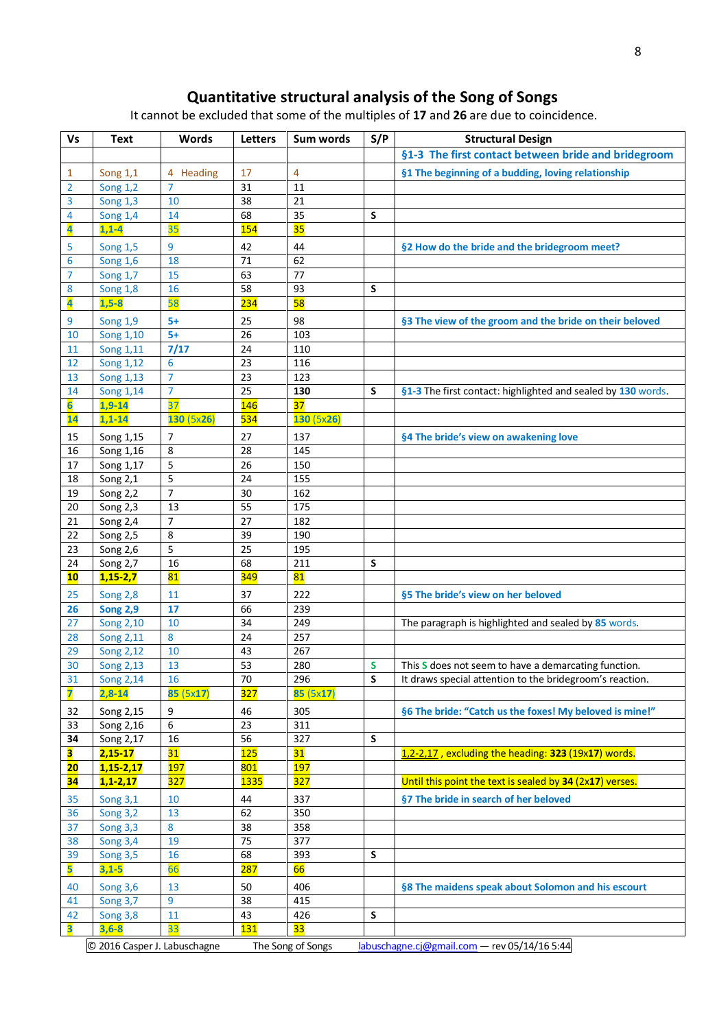## Quantitative structural analysis of the Song of Songs

It cannot be excluded that some of the multiples of **17** and **26** are due to coincidence.

| Vs | Text | Words | Letters | Sum words | S/P | Structural Design |
|---|---|---|---|---|---|---|
| | | | | | | **§1-3 The first contact between bride and bridegroom** |
| 1 | Song 1,1 | 4 Heading | 17 | 4 | | **§1 The beginning of a budding, loving relationship** |
| 2 | Song 1,2 | 7 | 31 | 11 | | |
| 3 | Song 1,3 | 10 | 38 | 21 | | |
| 4 | Song 1,4 | 14 | 68 | 35 | S | |
| **4** | **1,1-4** | 35 | 154 | 35 | | |
| 5 | Song 1,5 | 9 | 42 | 44 | | **§2 How do the bride and the bridegroom meet?** |
| 6 | Song 1,6 | 18 | 71 | 62 | | |
| 7 | Song 1,7 | 15 | 63 | 77 | | |
| 8 | Song 1,8 | 16 | 58 | 93 | S | |
| **4** | **1,5-8** | 58 | 234 | 58 | | |
| 9 | Song 1,9 | 5+ | 25 | 98 | | **§3 The view of the groom and the bride on their beloved** |
| 10 | Song 1,10 | 5+ | 26 | 103 | | |
| 11 | Song 1,11 | **7/17** | 24 | 110 | | |
| 12 | Song 1,12 | 6 | 23 | 116 | | |
| 13 | Song 1,13 | 7 | 23 | 123 | | |
| 14 | Song 1,14 | 7 | 25 | **130** | S | **§1-3** The first contact: highlighted and sealed by **130** words. |
| **6** | **1,9-14** | 37 | 146 | 37 | | |
| **14** | **1,1-14** | **130 (5x26)** | 534 | **130 (5x26)** | | |
| 15 | Song 1,15 | 7 | 27 | 137 | | **§4 The bride's view on awakening love** |
| 16 | Song 1,16 | 8 | 28 | 145 | | |
| 17 | Song 1,17 | 5 | 26 | 150 | | |
| 18 | Song 2,1 | 5 | 24 | 155 | | |
| 19 | Song 2,2 | 7 | 30 | 162 | | |
| 20 | Song 2,3 | 13 | 55 | 175 | | |
| 21 | Song 2,4 | 7 | 27 | 182 | | |
| 22 | Song 2,5 | 8 | 39 | 190 | | |
| 23 | Song 2,6 | 5 | 25 | 195 | | |
| 24 | Song 2,7 | 16 | 68 | 211 | S | |
| **10** | **1,15-2,7** | 81 | 349 | 81 | | |
| 25 | Song 2,8 | 11 | 37 | 222 | | **§5 The bride's view on her beloved** |
| **26** | **Song 2,9** | **17** | 66 | 239 | | |
| 27 | Song 2,10 | 10 | 34 | 249 | | The paragraph is highlighted and sealed by **85** words. |
| 28 | Song 2,11 | 8 | 24 | 257 | | |
| 29 | Song 2,12 | 10 | 43 | 267 | | |
| 30 | Song 2,13 | 13 | 53 | 280 | S | This **S** does not seem to have a demarcating function. |
| 31 | Song 2,14 | 16 | 70 | 296 | S | It draws special attention to the bridegroom's reaction. |
| **7** | **2,8-14** | **85** (5x**17**) | 327 | **85** (5x**17**) | | |
| 32 | Song 2,15 | 9 | 46 | 305 | | **§6 The bride: "Catch us the foxes! My beloved is mine!"** |
| 33 | Song 2,16 | 6 | 23 | 311 | | |
| **34** | Song 2,17 | 16 | 56 | 327 | S | |
| **3** | **2,15-17** | 31 | 125 | 31 | | 1,2-2,17 , excluding the heading: **323** (19x**17**) words. |
| **20** | **1,15-2,17** | 197 | 801 | 197 | | |
| **34** | **1,1-2,17** | 327 | 1335 | 327 | | Until this point the text is sealed by **34** (2x**17**) verses. |
| 35 | Song 3,1 | 10 | 44 | 337 | | **§7 The bride in search of her beloved** |
| 36 | Song 3,2 | 13 | 62 | 350 | | |
| 37 | Song 3,3 | 8 | 38 | 358 | | |
| 38 | Song 3,4 | 19 | 75 | 377 | | |
| 39 | Song 3,5 | 16 | 68 | 393 | S | |
| **5** | **3,1-5** | 66 | 287 | 66 | | |
| 40 | Song 3,6 | 13 | 50 | 406 | | **§8 The maidens speak about Solomon and his escourt** |
| 41 | Song 3,7 | 9 | 38 | 415 | | |
| 42 | Song 3,8 | 11 | 43 | 426 | S | |
| **3** | **3,6-8** | 33 | 131 | 33 | | |

© 2016 Casper J. Labuschagne — The Song of Songs — labuschagne.cj@gmail.com — rev 05/14/16 5:44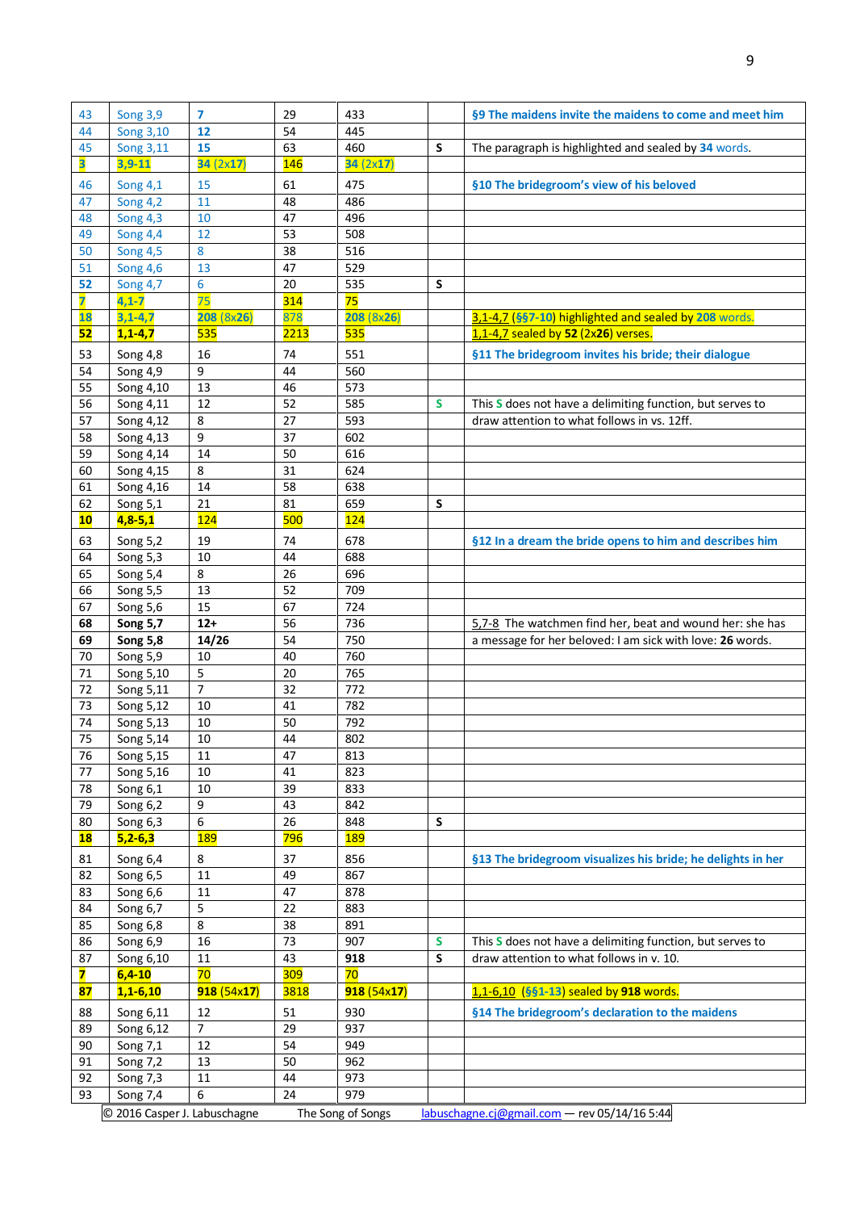| | | | | | | |
|---|---|---|---|---|---|---|
| 43 | Song 3,9 | **7** | 29 | 433 | | **§9 The maidens invite the maidens to come and meet him** |
| 44 | Song 3,10 | **12** | 54 | 445 | | |
| 45 | Song 3,11 | **15** | 63 | 460 | **S** | The paragraph is highlighted and sealed by **34** words. |
| **3** | **3,9-11** | **34** (2x17) | 146 | **34** (2x17) | | |
| 46 | Song 4,1 | 15 | 61 | 475 | | **§10 The bridegroom's view of his beloved** |
| 47 | Song 4,2 | 11 | 48 | 486 | | |
| 48 | Song 4,3 | 10 | 47 | 496 | | |
| 49 | Song 4,4 | 12 | 53 | 508 | | |
| 50 | Song 4,5 | 8 | 38 | 516 | | |
| 51 | Song 4,6 | 13 | 47 | 529 | | |
| **52** | Song 4,7 | 6 | 20 | 535 | **S** | |
| **7** | **4,1-7** | 75 | 314 | 75 | | |
| **18** | **3,1-4,7** | **208** (8x**26**) | 878 | **208** (8x**26**) | | 3,1-4,7 (§§7-10) highlighted and sealed by **208** words. |
| **52** | **1,1-4,7** | 535 | 2213 | 535 | | 1,1-4,7 sealed by **52** (2x**26**) verses. |
| 53 | Song 4,8 | 16 | 74 | 551 | | **§11 The bridegroom invites his bride; their dialogue** |
| 54 | Song 4,9 | 9 | 44 | 560 | | |
| 55 | Song 4,10 | 13 | 46 | 573 | | |
| 56 | Song 4,11 | 12 | 52 | 585 | **S** | This **S** does not have a delimiting function, but serves to |
| 57 | Song 4,12 | 8 | 27 | 593 | | draw attention to what follows in vs. 12ff. |
| 58 | Song 4,13 | 9 | 37 | 602 | | |
| 59 | Song 4,14 | 14 | 50 | 616 | | |
| 60 | Song 4,15 | 8 | 31 | 624 | | |
| 61 | Song 4,16 | 14 | 58 | 638 | | |
| 62 | Song 5,1 | 21 | 81 | 659 | **S** | |
| **10** | **4,8-5,1** | 124 | 500 | 124 | | |
| 63 | Song 5,2 | 19 | 74 | 678 | | **§12 In a dream the bride opens to him and describes him** |
| 64 | Song 5,3 | 10 | 44 | 688 | | |
| 65 | Song 5,4 | 8 | 26 | 696 | | |
| 66 | Song 5,5 | 13 | 52 | 709 | | |
| 67 | Song 5,6 | 15 | 67 | 724 | | |
| **68** | **Song 5,7** | **12+** | 56 | 736 | | 5,7-8 The watchmen find her, beat and wound her: she has |
| **69** | **Song 5,8** | **14/26** | 54 | 750 | | a message for her beloved: I am sick with love: **26** words. |
| 70 | Song 5,9 | 10 | 40 | 760 | | |
| 71 | Song 5,10 | 5 | 20 | 765 | | |
| 72 | Song 5,11 | 7 | 32 | 772 | | |
| 73 | Song 5,12 | 10 | 41 | 782 | | |
| 74 | Song 5,13 | 10 | 50 | 792 | | |
| 75 | Song 5,14 | 10 | 44 | 802 | | |
| 76 | Song 5,15 | 11 | 47 | 813 | | |
| 77 | Song 5,16 | 10 | 41 | 823 | | |
| 78 | Song 6,1 | 10 | 39 | 833 | | |
| 79 | Song 6,2 | 9 | 43 | 842 | | |
| 80 | Song 6,3 | 6 | 26 | 848 | **S** | |
| **18** | **5,2-6,3** | 189 | 796 | 189 | | |
| 81 | Song 6,4 | 8 | 37 | 856 | | **§13 The bridegroom visualizes his bride; he delights in her** |
| 82 | Song 6,5 | 11 | 49 | 867 | | |
| 83 | Song 6,6 | 11 | 47 | 878 | | |
| 84 | Song 6,7 | 5 | 22 | 883 | | |
| 85 | Song 6,8 | 8 | 38 | 891 | | |
| 86 | Song 6,9 | 16 | 73 | 907 | **S** | This **S** does not have a delimiting function, but serves to |
| 87 | Song 6,10 | 11 | 43 | **918** | **S** | draw attention to what follows in v. 10. |
| **7** | **6,4-10** | 70 | 309 | 70 | | |
| **87** | **1,1-6,10** | **918** (54x**17**) | 3818 | **918** (54x**17**) | | 1,1-6,10 (§§1-13) sealed by **918** words. |
| 88 | Song 6,11 | 12 | 51 | 930 | | **§14 The bridegroom's declaration to the maidens** |
| 89 | Song 6,12 | 7 | 29 | 937 | | |
| 90 | Song 7,1 | 12 | 54 | 949 | | |
| 91 | Song 7,2 | 13 | 50 | 962 | | |
| 92 | Song 7,3 | 11 | 44 | 973 | | |
| 93 | Song 7,4 | 6 | 24 | 979 | | |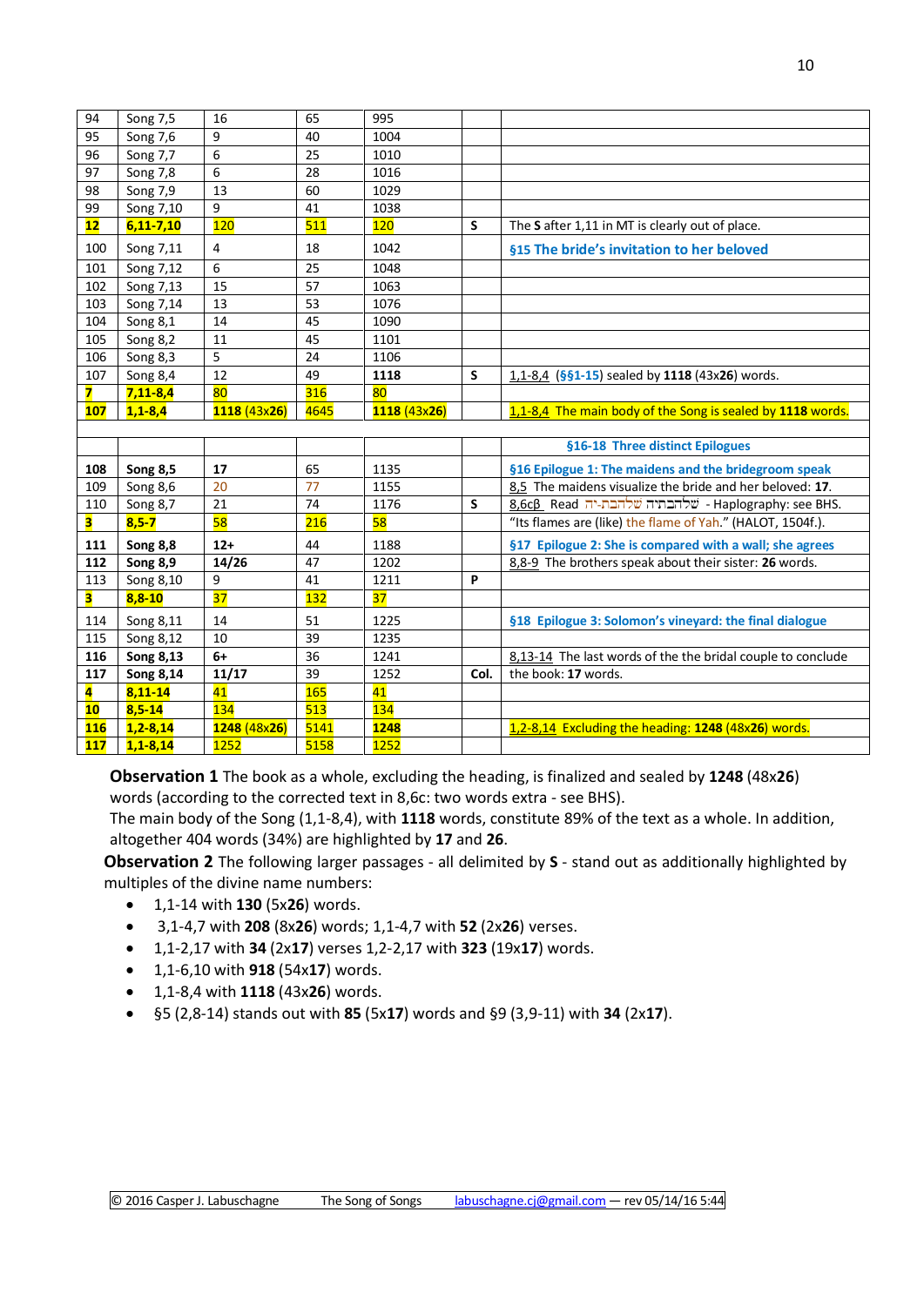| | | | | | | |
|---|---|---|---|---|---|---|
| 94 | Song 7,5 | 16 | 65 | 995 | | |
| 95 | Song 7,6 | 9 | 40 | 1004 | | |
| 96 | Song 7,7 | 6 | 25 | 1010 | | |
| 97 | Song 7,8 | 6 | 28 | 1016 | | |
| 98 | Song 7,9 | 13 | 60 | 1029 | | |
| 99 | Song 7,10 | 9 | 41 | 1038 | | |
| **12** | **6,11-7,10** | 120 | 511 | 120 | **S** | The **S** after 1,11 in MT is clearly out of place. |
| 100 | Song 7,11 | 4 | 18 | 1042 | | **§15 The bride's invitation to her beloved** |
| 101 | Song 7,12 | 6 | 25 | 1048 | | |
| 102 | Song 7,13 | 15 | 57 | 1063 | | |
| 103 | Song 7,14 | 13 | 53 | 1076 | | |
| 104 | Song 8,1 | 14 | 45 | 1090 | | |
| 105 | Song 8,2 | 11 | 45 | 1101 | | |
| 106 | Song 8,3 | 5 | 24 | 1106 | | |
| 107 | Song 8,4 | 12 | 49 | **1118** | **S** | 1,1-8,4 (§§1-15) sealed by **1118** (43x**26**) words. |
| **7** | **7,11-8,4** | 80 | 316 | 80 | | |
| **107** | **1,1-8,4** | **1118** (43x**26**) | 4645 | **1118** (43x**26**) | | 1,1-8,4 The main body of the Song is sealed by **1118** words. |
| | | | | | | |
| | | | | | | **§16-18 Three distinct Epilogues** |
| **108** | **Song 8,5** | **17** | 65 | 1135 | | **§16 Epilogue 1: The maidens and the bridegroom speak** |
| 109 | Song 8,6 | 20 | 77 | 1155 | | 8,5 The maidens visualize the bride and her beloved: **17**. |
| 110 | Song 8,7 | 21 | 74 | 1176 | **S** | 8,6cβ Read שלהבת-יה שלהבתיה - Haplography: see BHS. |
| **3** | **8,5-7** | 58 | 216 | 58 | | "Its flames are (like) the flame of Yah." (HALOT, 1504f.). |
| **111** | **Song 8,8** | **12+** | 44 | 1188 | | **§17 Epilogue 2: She is compared with a wall; she agrees** |
| **112** | **Song 8,9** | **14/26** | 47 | 1202 | | 8,8-9 The brothers speak about their sister: **26** words. |
| 113 | Song 8,10 | 9 | 41 | 1211 | **P** | |
| **3** | **8,8-10** | 37 | 132 | 37 | | |
| 114 | Song 8,11 | 14 | 51 | 1225 | | **§18 Epilogue 3: Solomon's vineyard: the final dialogue** |
| 115 | Song 8,12 | 10 | 39 | 1235 | | |
| **116** | **Song 8,13** | **6+** | 36 | 1241 | | 8,13-14 The last words of the the bridal couple to conclude |
| **117** | **Song 8,14** | **11/17** | 39 | 1252 | **Col.** | the book: **17** words. |
| **4** | **8,11-14** | 41 | 165 | 41 | | |
| **10** | **8,5-14** | 134 | 513 | 134 | | |
| **116** | **1,2-8,14** | **1248** (48x**26**) | 5141 | **1248** | | 1,2-8,14 Excluding the heading: **1248** (48x**26**) words. |
| **117** | **1,1-8,14** | 1252 | 5158 | 1252 | | |

**Observation 1** The book as a whole, excluding the heading, is finalized and sealed by **1248** (48x**26**) words (according to the corrected text in 8,6c: two words extra - see BHS).
The main body of the Song (1,1-8,4), with **1118** words, constitute 89% of the text as a whole. In addition, altogether 404 words (34%) are highlighted by **17** and **26**.

**Observation 2** The following larger passages - all delimited by **S** - stand out as additionally highlighted by multiples of the divine name numbers:

- 1,1-14 with **130** (5x**26**) words.
- 3,1-4,7 with **208** (8x**26**) words; 1,1-4,7 with **52** (2x**26**) verses.
- 1,1-2,17 with **34** (2x**17**) verses 1,2-2,17 with **323** (19x**17**) words.
- 1,1-6,10 with **918** (54x**17**) words.
- 1,1-8,4 with **1118** (43x**26**) words.
- §5 (2,8-14) stands out with **85** (5x**17**) words and §9 (3,9-11) with **34** (2x**17**).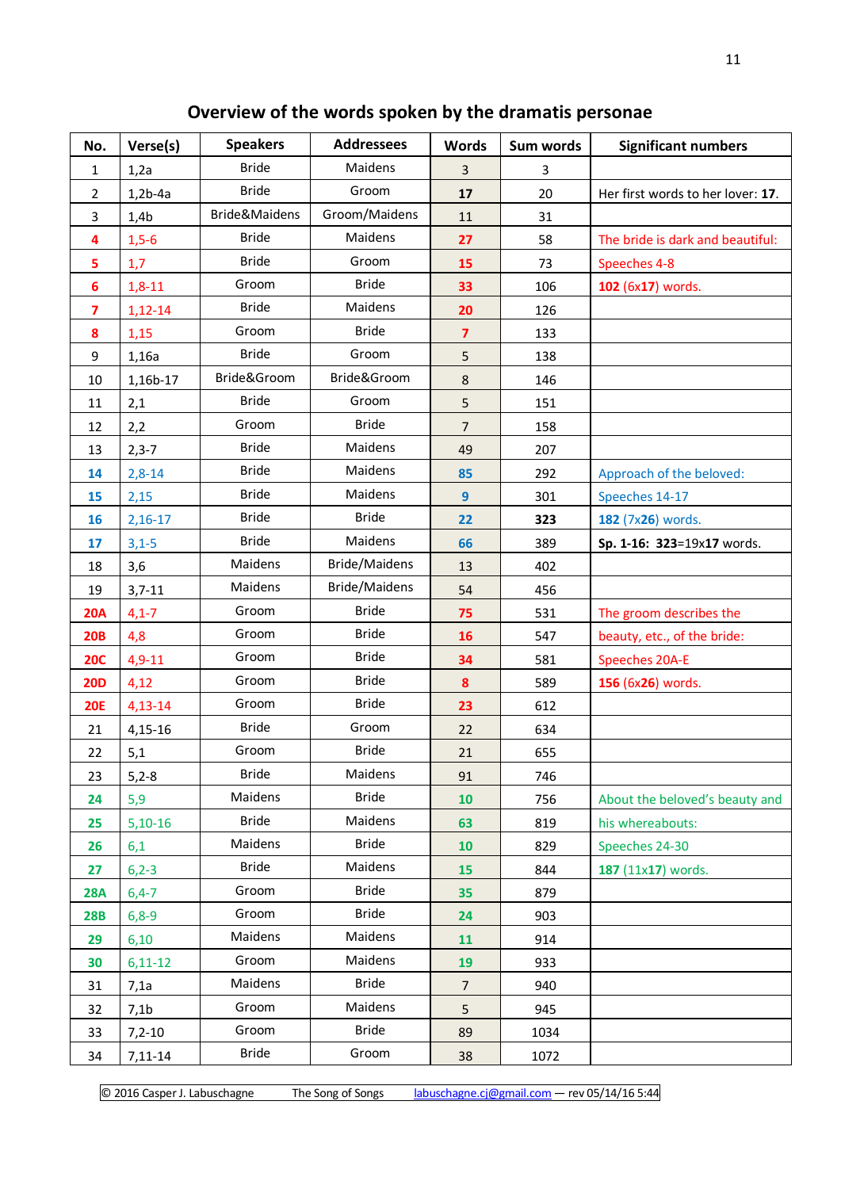## Overview of the words spoken by the dramatis personae

| No. | Verse(s) | Speakers | Addressees | Words | Sum words | Significant numbers |
|---|---|---|---|---|---|---|
| 1 | 1,2a | Bride | Maidens | 3 | 3 | |
| 2 | 1,2b-4a | Bride | Groom | **17** | 20 | Her first words to her lover: **17**. |
| 3 | 1,4b | Bride&Maidens | Groom/Maidens | 11 | 31 | |
| **4** | 1,5-6 | Bride | Maidens | **27** | 58 | The bride is dark and beautiful: |
| **5** | 1,7 | Bride | Groom | **15** | 73 | Speeches 4-8 |
| **6** | 1,8-11 | Groom | Bride | **33** | 106 | **102** (6x**17**) words. |
| **7** | 1,12-14 | Bride | Maidens | **20** | 126 | |
| **8** | 1,15 | Groom | Bride | **7** | 133 | |
| 9 | 1,16a | Bride | Groom | 5 | 138 | |
| 10 | 1,16b-17 | Bride&Groom | Bride&Groom | 8 | 146 | |
| 11 | 2,1 | Bride | Groom | 5 | 151 | |
| 12 | 2,2 | Groom | Bride | 7 | 158 | |
| 13 | 2,3-7 | Bride | Maidens | 49 | 207 | |
| **14** | 2,8-14 | Bride | Maidens | **85** | 292 | Approach of the beloved: |
| **15** | 2,15 | Bride | Maidens | **9** | 301 | Speeches 14-17 |
| **16** | 2,16-17 | Bride | Bride | **22** | **323** | **182** (7x**26**) words. |
| **17** | 3,1-5 | Bride | Maidens | **66** | 389 | **Sp. 1-16: 323**=19x**17** words. |
| 18 | 3,6 | Maidens | Bride/Maidens | 13 | 402 | |
| 19 | 3,7-11 | Maidens | Bride/Maidens | 54 | 456 | |
| **20A** | 4,1-7 | Groom | Bride | **75** | 531 | The groom describes the |
| **20B** | 4,8 | Groom | Bride | **16** | 547 | beauty, etc., of the bride: |
| **20C** | 4,9-11 | Groom | Bride | **34** | 581 | Speeches 20A-E |
| **20D** | 4,12 | Groom | Bride | **8** | 589 | **156** (6x**26**) words. |
| **20E** | 4,13-14 | Groom | Bride | **23** | 612 | |
| 21 | 4,15-16 | Bride | Groom | 22 | 634 | |
| 22 | 5,1 | Groom | Bride | 21 | 655 | |
| 23 | 5,2-8 | Bride | Maidens | 91 | 746 | |
| **24** | 5,9 | Maidens | Bride | **10** | 756 | About the beloved's beauty and |
| **25** | 5,10-16 | Bride | Maidens | **63** | 819 | his whereabouts: |
| **26** | 6,1 | Maidens | Bride | **10** | 829 | Speeches 24-30 |
| **27** | 6,2-3 | Bride | Maidens | **15** | 844 | **187** (11x**17**) words. |
| **28A** | 6,4-7 | Groom | Bride | **35** | 879 | |
| **28B** | 6,8-9 | Groom | Bride | **24** | 903 | |
| **29** | 6,10 | Maidens | Maidens | **11** | 914 | |
| **30** | 6,11-12 | Groom | Maidens | **19** | 933 | |
| 31 | 7,1a | Maidens | Bride | 7 | 940 | |
| 32 | 7,1b | Groom | Maidens | 5 | 945 | |
| 33 | 7,2-10 | Groom | Bride | 89 | 1034 | |
| 34 | 7,11-14 | Bride | Groom | 38 | 1072 | |

© 2016 Casper J. Labuschagne The Song of Songs labuschagne.cj@gmail.com — rev 05/14/16 5:44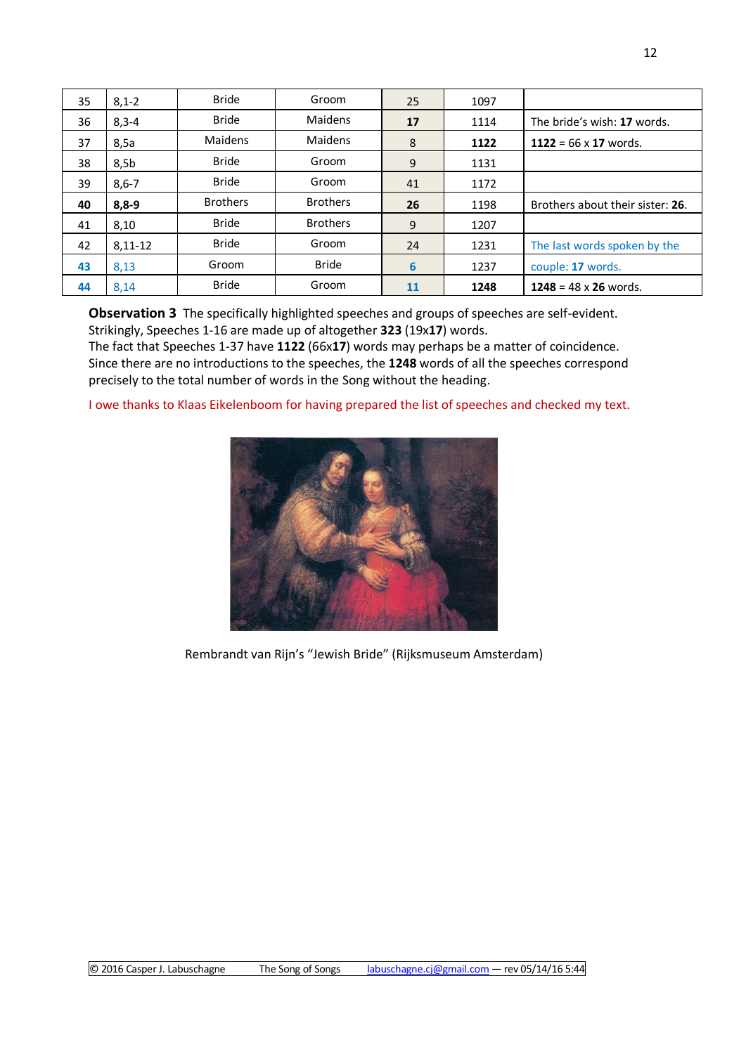| | | | | | | |
|---|---|---|---|---|---|---|
| 35 | 8,1-2 | Bride | Groom | 25 | 1097 | |
| 36 | 8,3-4 | Bride | Maidens | **17** | 1114 | The bride's wish: **17** words. |
| 37 | 8,5a | Maidens | Maidens | 8 | **1122** | **1122** = 66 x **17** words. |
| 38 | 8,5b | Bride | Groom | 9 | 1131 | |
| 39 | 8,6-7 | Bride | Groom | 41 | 1172 | |
| **40** | **8,8-9** | Brothers | Brothers | **26** | 1198 | Brothers about their sister: **26**. |
| 41 | 8,10 | Bride | Brothers | 9 | 1207 | |
| 42 | 8,11-12 | Bride | Groom | 24 | 1231 | The last words spoken by the |
| **43** | 8,13 | Groom | Bride | **6** | 1237 | couple: **17** words. |
| **44** | 8,14 | Bride | Groom | **11** | **1248** | **1248** = 48 x **26** words. |

**Observation 3** The specifically highlighted speeches and groups of speeches are self-evident. Strikingly, Speeches 1-16 are made up of altogether **323** (19x**17**) words.
The fact that Speeches 1-37 have **1122** (66x**17**) words may perhaps be a matter of coincidence.
Since there are no introductions to the speeches, the **1248** words of all the speeches correspond precisely to the total number of words in the Song without the heading.

I owe thanks to Klaas Eikelenboom for having prepared the list of speeches and checked my text.

Rembrandt van Rijn's "Jewish Bride" (Rijksmuseum Amsterdam)